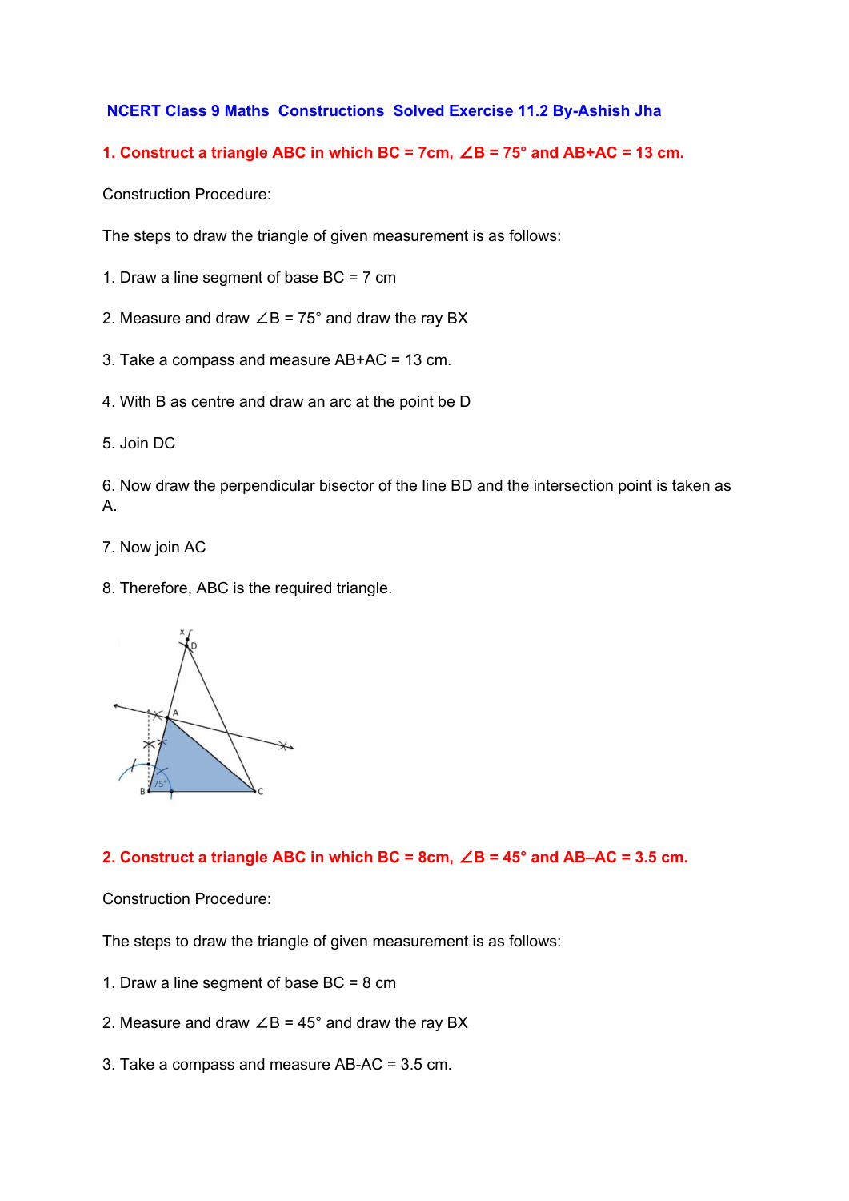# NCERT Class 9 Maths Constructions Solved Exercise 11.2 By-Ashish Jha

## 1. Construct a triangle ABC in which BC = 7cm, ∠B = 75° and AB+AC = 13 cm.

Construction Procedure:

The steps to draw the triangle of given measurement is as follows:

1. Draw a line segment of base BC = 7 cm
2. Measure and draw ∠B = 75° and draw the ray BX
3. Take a compass and measure AB+AC = 13 cm.
4. With B as centre and draw an arc at the point be D
5. Join DC
6. Now draw the perpendicular bisector of the line BD and the intersection point is taken as A.
7. Now join AC
8. Therefore, ABC is the required triangle.

## 2. Construct a triangle ABC in which BC = 8cm, ∠B = 45° and AB–AC = 3.5 cm.

Construction Procedure:

The steps to draw the triangle of given measurement is as follows:

1. Draw a line segment of base BC = 8 cm
2. Measure and draw ∠B = 45° and draw the ray BX
3. Take a compass and measure AB-AC = 3.5 cm.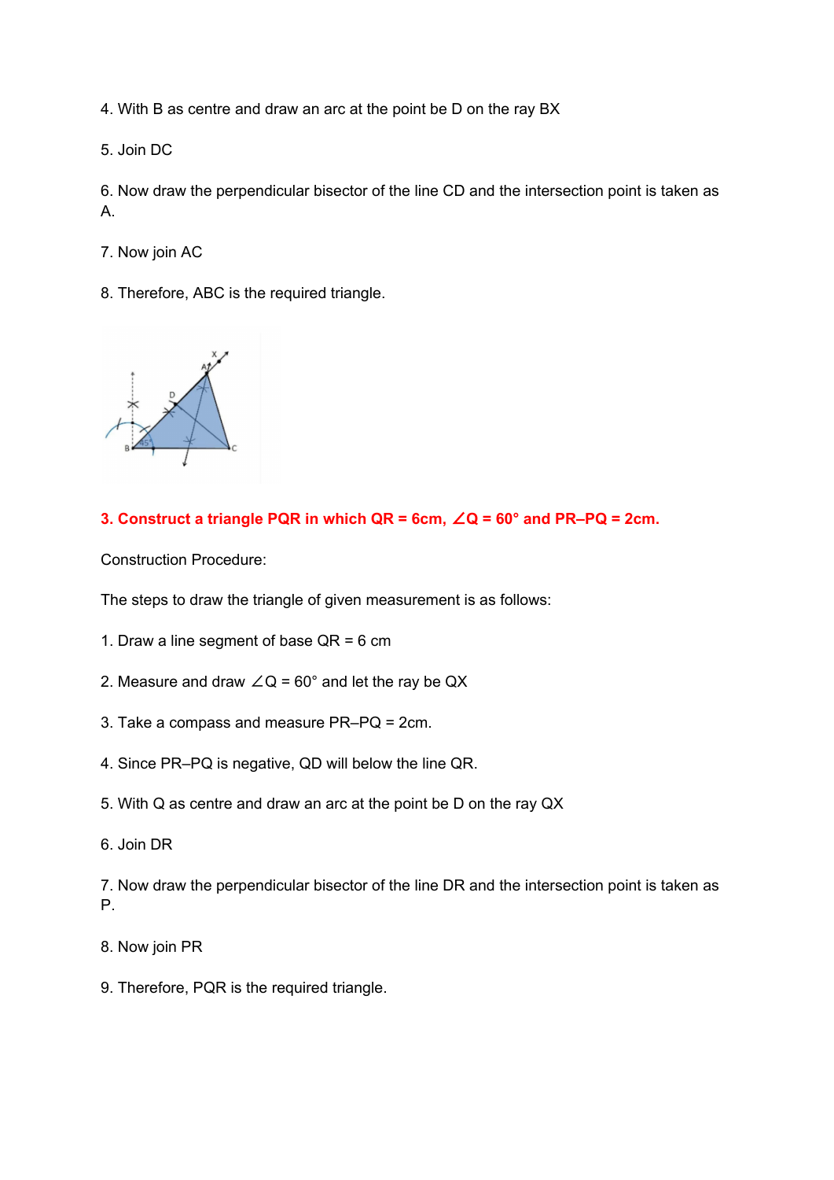4. With B as centre and draw an arc at the point be D on the ray BX

5. Join DC

6. Now draw the perpendicular bisector of the line CD and the intersection point is taken as A.

7. Now join AC

8. Therefore, ABC is the required triangle.

**3. Construct a triangle PQR in which QR = 6cm, ∠Q = 60° and PR–PQ = 2cm.**

Construction Procedure:

The steps to draw the triangle of given measurement is as follows:

1. Draw a line segment of base QR = 6 cm

2. Measure and draw ∠Q = 60° and let the ray be QX

3. Take a compass and measure PR–PQ = 2cm.

4. Since PR–PQ is negative, QD will below the line QR.

5. With Q as centre and draw an arc at the point be D on the ray QX

6. Join DR

7. Now draw the perpendicular bisector of the line DR and the intersection point is taken as P.

8. Now join PR

9. Therefore, PQR is the required triangle.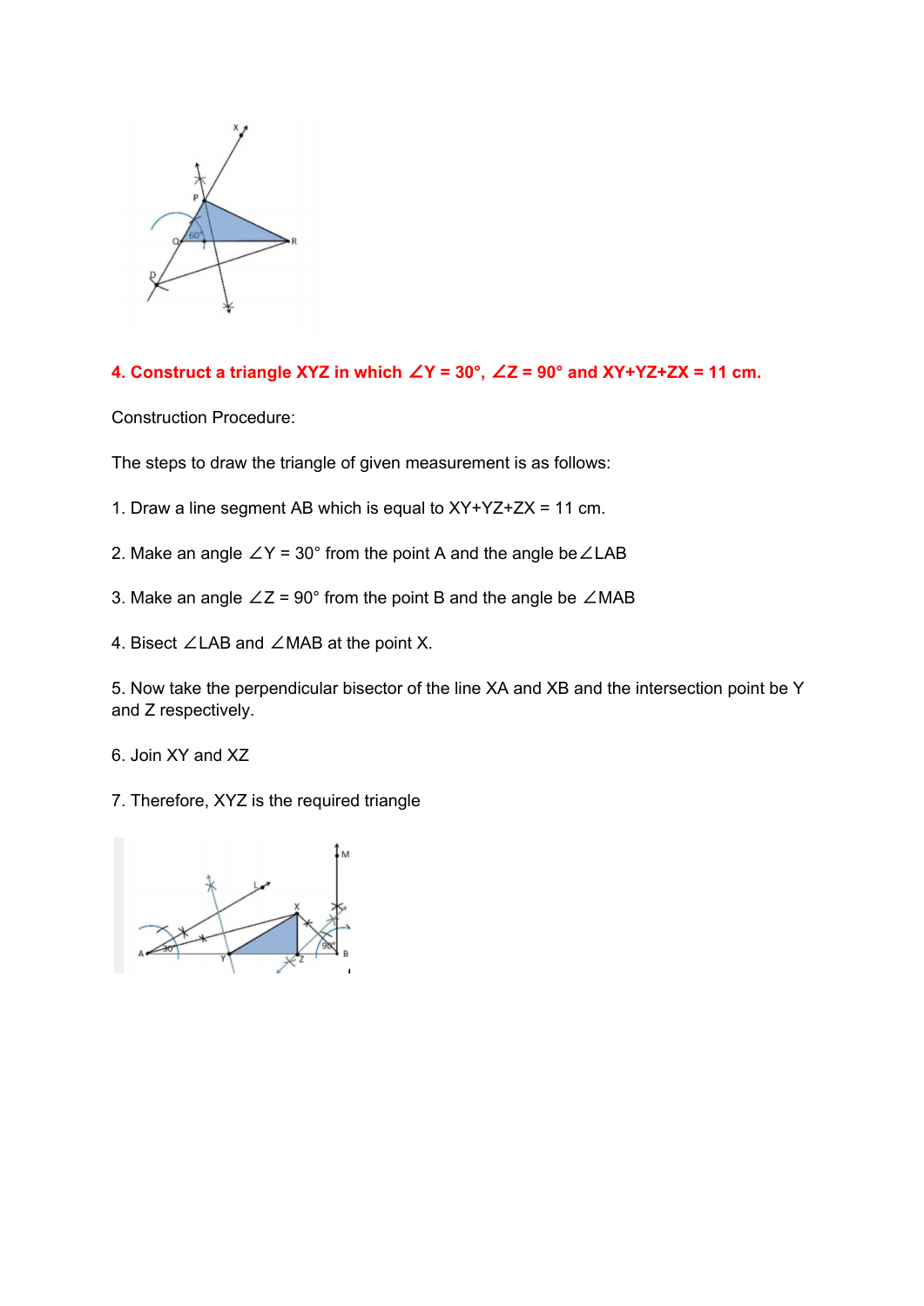**4. Construct a triangle XYZ in which $\angle Y = 30°$, $\angle Z = 90°$ and $XY+YZ+ZX = 11$ cm.**

Construction Procedure:

The steps to draw the triangle of given measurement is as follows:

1. Draw a line segment AB which is equal to $XY+YZ+ZX = 11$ cm.

2. Make an angle $\angle Y = 30°$ from the point A and the angle be $\angle LAB$

3. Make an angle $\angle Z = 90°$ from the point B and the angle be $\angle MAB$

4. Bisect $\angle LAB$ and $\angle MAB$ at the point X.

5. Now take the perpendicular bisector of the line XA and XB and the intersection point be Y and Z respectively.

6. Join XY and XZ

7. Therefore, XYZ is the required triangle